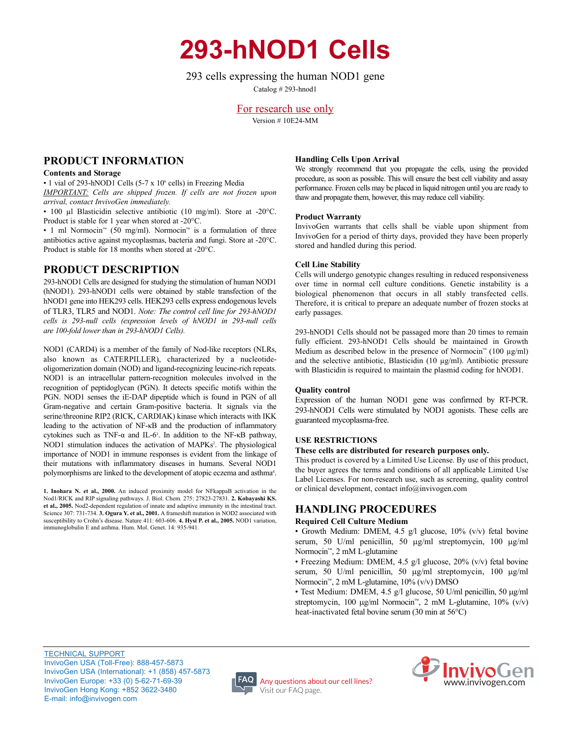# 293-hNOD1 Cells

293 cells expressing the human NOD1 gene

Catalog # 293-hnod1

For research use only

Version # 10E24-MM

## PRODUCT INFORMATION

### Contents and Storage

• 1 vial of 293-hNOD1 Cells (5-7 x $10^6$ cells) in Freezing Media

*IMPORTANT: Cells are shipped frozen. If cells are not frozen upon arrival, contact InvivoGen immediately.*

• 100 µl Blasticidin selective antibiotic (10 mg/ml). Store at -20°C. Product is stable for 1 year when stored at -20°C.

• 1 ml Normocin™ (50 mg/ml). Normocin™ is a formulation of three antibiotics active against mycoplasmas, bacteria and fungi. Store at -20°C. Product is stable for 18 months when stored at -20°C.

## PRODUCT DESCRIPTION

293-hNOD1 Cells are designed for studying the stimulation of human NOD1 (hNOD1). 293-hNOD1 cells were obtained by stable transfection of the hNOD1 gene into HEK293 cells. HEK293 cells express endogenous levels of TLR3, TLR5 and NOD1. *Note: The control cell line for 293-hNOD1 cells is 293-null cells (expression levels of hNOD1 in 293-null cells are 100-fold lower than in 293-hNOD1 Cells).*

NOD1 (CARD4) is a member of the family of Nod-like receptors (NLRs, also known as CATERPILLER), characterized by a nucleotide-oligomerization domain (NOD) and ligand-recognizing leucine-rich repeats. NOD1 is an intracellular pattern-recognition molecules involved in the recognition of peptidoglycan (PGN). It detects specific motifs within the PGN. NOD1 senses the iE-DAP dipeptide which is found in PGN of all Gram-negative and certain Gram-positive bacteria. It signals via the serine/threonine RIP2 (RICK, CARDIAK) kinase which interacts with IKK leading to the activation of NF-κB and the production of inflammatory cytokines such as TNF-α and IL-6[1]. In addition to the NF-κB pathway, NOD1 stimulation induces the activation of MAPKs[2]. The physiological importance of NOD1 in immune responses is evident from the linkage of their mutations with inflammatory diseases in humans. Several NOD1 polymorphisms are linked to the development of atopic eczema and asthma[4].

**1. Inohara N. et al., 2000.** An induced proximity model for NFkappaB activation in the Nod1/RICK and RIP signaling pathways. J. Biol. Chem. 275: 27823-27831. **2. Kobayashi KS. et al., 2005.** Nod2-dependent regulation of innate and adaptive immunity in the intestinal tract. Science 307: 731-734. **3. Ogura Y. et al., 2001.** A frameshift mutation in NOD2 associated with susceptibility to Crohn's disease. Nature 411: 603-606. **4. Hysi P. et al., 2005.** NOD1 variation, immunoglobulin E and asthma. Hum. Mol. Genet. 14: 935-941.

### Handling Cells Upon Arrival

We strongly recommend that you propagate the cells, using the provided procedure, as soon as possible. This will ensure the best cell viability and assay performance. Frozen cells may be placed in liquid nitrogen until you are ready to thaw and propagate them, however, this may reduce cell viability.

### Product Warranty

InvivoGen warrants that cells shall be viable upon shipment from InvivoGen for a period of thirty days, provided they have been properly stored and handled during this period.

### Cell Line Stability

Cells will undergo genotypic changes resulting in reduced responsiveness over time in normal cell culture conditions. Genetic instability is a biological phenomenon that occurs in all stably transfected cells. Therefore, it is critical to prepare an adequate number of frozen stocks at early passages.

293-hNOD1 Cells should not be passaged more than 20 times to remain fully efficient. 293-hNOD1 Cells should be maintained in Growth Medium as described below in the presence of Normocin™ (100 µg/ml) and the selective antibiotic, Blasticidin (10 µg/ml). Antibiotic pressure with Blasticidin is required to maintain the plasmid coding for hNOD1.

### Quality control

Expression of the human NOD1 gene was confirmed by RT-PCR. 293-hNOD1 Cells were stimulated by NOD1 agonists. These cells are guaranteed mycoplasma-free.

### USE RESTRICTIONS

**These cells are distributed for research purposes only.**

This product is covered by a Limited Use License. By use of this product, the buyer agrees the terms and conditions of all applicable Limited Use Label Licenses. For non-research use, such as screening, quality control or clinical development, contact info@invivogen.com

## HANDLING PROCEDURES

### Required Cell Culture Medium

• Growth Medium: DMEM, 4.5 g/l glucose, 10% (v/v) fetal bovine serum, 50 U/ml penicillin, 50 µg/ml streptomycin, 100 µg/ml Normocin™, 2 mM L-glutamine

• Freezing Medium: DMEM, 4.5 g/l glucose, 20% (v/v) fetal bovine serum, 50 U/ml penicillin, 50 µg/ml streptomycin, 100 µg/ml Normocin™, 2 mM L-glutamine, 10% (v/v) DMSO

• Test Medium: DMEM, 4.5 g/l glucose, 50 U/ml penicillin, 50 µg/ml streptomycin, 100 µg/ml Normocin™, 2 mM L-glutamine, 10% (v/v) heat-inactivated fetal bovine serum (30 min at 56°C)

TECHNICAL SUPPORT
InvivoGen USA (Toll-Free): 888-457-5873
InvivoGen USA (International): +1 (858) 457-5873
InvivoGen Europe: +33 (0) 5-62-71-69-39
InvivoGen Hong Kong: +852 3622-3480
E-mail: info@invivogen.com

Any questions about our cell lines? Visit our FAQ page.

www.invivogen.com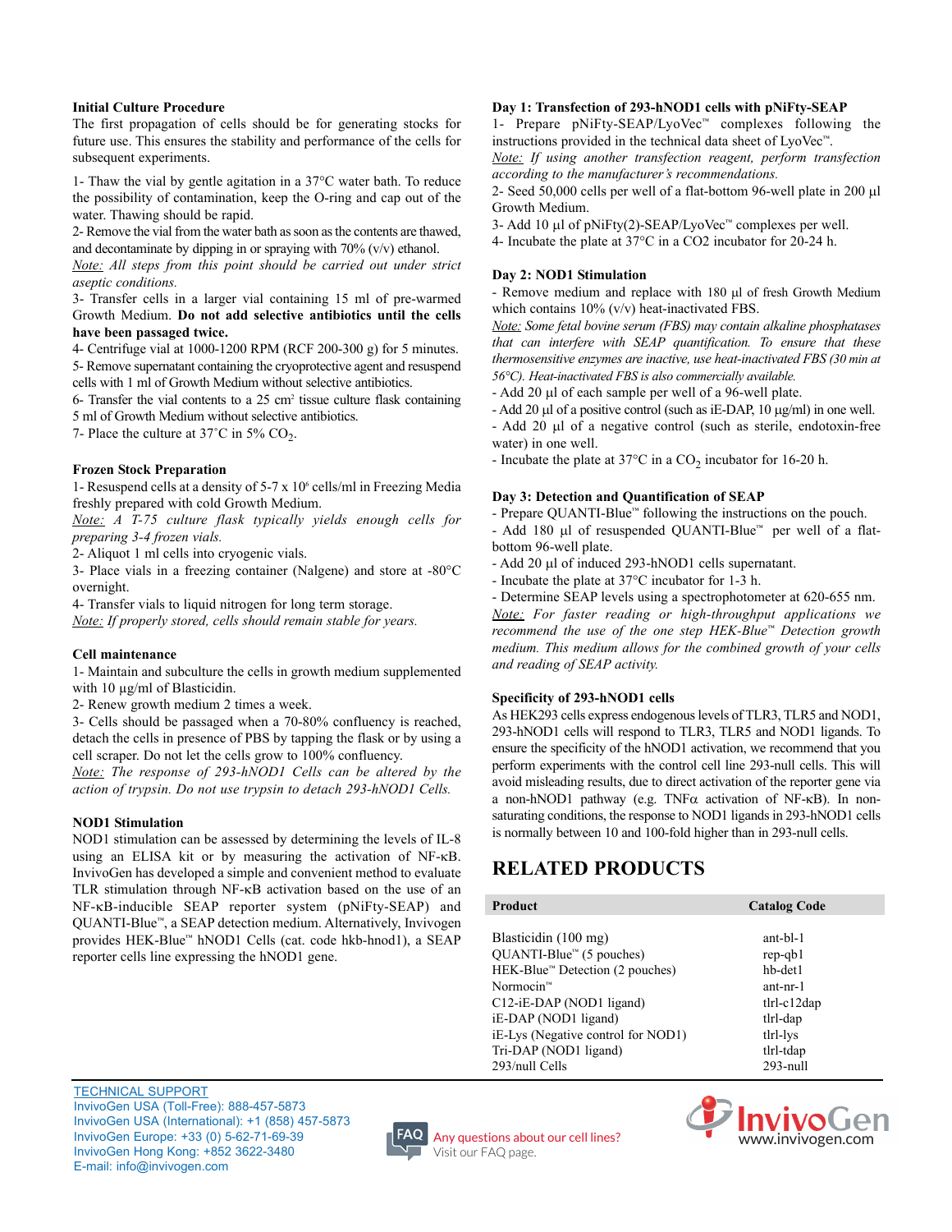**Initial Culture Procedure**

The first propagation of cells should be for generating stocks for future use. This ensures the stability and performance of the cells for subsequent experiments.

1- Thaw the vial by gentle agitation in a 37°C water bath. To reduce the possibility of contamination, keep the O-ring and cap out of the water. Thawing should be rapid.

2- Remove the vial from the water bath as soon as the contents are thawed, and decontaminate by dipping in or spraying with 70% (v/v) ethanol.

*Note: All steps from this point should be carried out under strict aseptic conditions.*

3- Transfer cells in a larger vial containing 15 ml of pre-warmed Growth Medium. **Do not add selective antibiotics until the cells have been passaged twice.**

4- Centrifuge vial at 1000-1200 RPM (RCF 200-300 g) for 5 minutes.

5- Remove supernatant containing the cryoprotective agent and resuspend cells with 1 ml of Growth Medium without selective antibiotics.

6- Transfer the vial contents to a 25 $cm^2$ tissue culture flask containing 5 ml of Growth Medium without selective antibiotics.

7- Place the culture at 37˚C in 5% $CO_2$.

**Frozen Stock Preparation**

1- Resuspend cells at a density of 5-7 x $10^6$ cells/ml in Freezing Media freshly prepared with cold Growth Medium.

*Note: A T-75 culture flask typically yields enough cells for preparing 3-4 frozen vials.*

2- Aliquot 1 ml cells into cryogenic vials.

3- Place vials in a freezing container (Nalgene) and store at -80°C overnight.

4- Transfer vials to liquid nitrogen for long term storage.

*Note: If properly stored, cells should remain stable for years.*

**Cell maintenance**

1- Maintain and subculture the cells in growth medium supplemented with 10 μg/ml of Blasticidin.

2- Renew growth medium 2 times a week.

3- Cells should be passaged when a 70-80% confluency is reached, detach the cells in presence of PBS by tapping the flask or by using a cell scraper. Do not let the cells grow to 100% confluency.

*Note: The response of 293-hNOD1 Cells can be altered by the action of trypsin. Do not use trypsin to detach 293-hNOD1 Cells.*

**NOD1 Stimulation**

NOD1 stimulation can be assessed by determining the levels of IL-8 using an ELISA kit or by measuring the activation of NF-κB. InvivoGen has developed a simple and convenient method to evaluate TLR stimulation through NF-κB activation based on the use of an NF-κB-inducible SEAP reporter system (pNiFty-SEAP) and QUANTI-Blue™, a SEAP detection medium. Alternatively, Invivogen provides HEK-Blue™ hNOD1 Cells (cat. code hkb-hnod1), a SEAP reporter cells line expressing the hNOD1 gene.

**Day 1: Transfection of 293-hNOD1 cells with pNiFty-SEAP**

1- Prepare pNiFty-SEAP/LyoVec™ complexes following the instructions provided in the technical data sheet of LyoVec™.

*Note: If using another transfection reagent, perform transfection according to the manufacturer's recommendations.*

2- Seed 50,000 cells per well of a flat-bottom 96-well plate in 200 μl Growth Medium.

3- Add 10 μl of pNiFty(2)-SEAP/LyoVec™ complexes per well.

4- Incubate the plate at 37°C in a CO2 incubator for 20-24 h.

**Day 2: NOD1 Stimulation**

- Remove medium and replace with 180 μl of fresh Growth Medium which contains 10% (v/v) heat-inactivated FBS.

*Note: Some fetal bovine serum (FBS) may contain alkaline phosphatases that can interfere with SEAP quantification. To ensure that these thermosensitive enzymes are inactive, use heat-inactivated FBS (30 min at 56°C). Heat-inactivated FBS is also commercially available.*

- Add 20 μl of each sample per well of a 96-well plate.
- Add 20 μl of a positive control (such as iE-DAP, 10 μg/ml) in one well.
- Add 20 μl of a negative control (such as sterile, endotoxin-free water) in one well.
- Incubate the plate at 37°C in a $CO_2$ incubator for 16-20 h.

**Day 3: Detection and Quantification of SEAP**

- Prepare QUANTI-Blue™ following the instructions on the pouch.
- Add 180 μl of resuspended QUANTI-Blue™ per well of a flat-bottom 96-well plate.
- Add 20 μl of induced 293-hNOD1 cells supernatant.
- Incubate the plate at 37°C incubator for 1-3 h.
- Determine SEAP levels using a spectrophotometer at 620-655 nm.

*Note: For faster reading or high-throughput applications we recommend the use of the one step HEK-Blue™ Detection growth medium. This medium allows for the combined growth of your cells and reading of SEAP activity.*

**Specificity of 293-hNOD1 cells**

As HEK293 cells express endogenous levels of TLR3, TLR5 and NOD1, 293-hNOD1 cells will respond to TLR3, TLR5 and NOD1 ligands. To ensure the specificity of the hNOD1 activation, we recommend that you perform experiments with the control cell line 293-null cells. This will avoid misleading results, due to direct activation of the reporter gene via a non-hNOD1 pathway (e.g. TNFα activation of NF-κB). In non-saturating conditions, the response to NOD1 ligands in 293-hNOD1 cells is normally between 10 and 100-fold higher than in 293-null cells.

# RELATED PRODUCTS

| Product | Catalog Code |
|---|---|
| Blasticidin (100 mg) | ant-bl-1 |
| QUANTI-Blue™ (5 pouches) | rep-qb1 |
| HEK-Blue™ Detection (2 pouches) | hb-det1 |
| Normocin™ | ant-nr-1 |
| C12-iE-DAP (NOD1 ligand) | tlrl-c12dap |
| iE-DAP (NOD1 ligand) | tlrl-dap |
| iE-Lys (Negative control for NOD1) | tlrl-lys |
| Tri-DAP (NOD1 ligand) | tlrl-tdap |
| 293/null Cells | 293-null |

TECHNICAL SUPPORT
InvivoGen USA (Toll-Free): 888-457-5873
InvivoGen USA (International): +1 (858) 457-5873
InvivoGen Europe: +33 (0) 5-62-71-69-39
InvivoGen Hong Kong: +852 3622-3480
E-mail: info@invivogen.com

FAQ Any questions about our cell lines? Visit our FAQ page.

InvivoGen www.invivogen.com